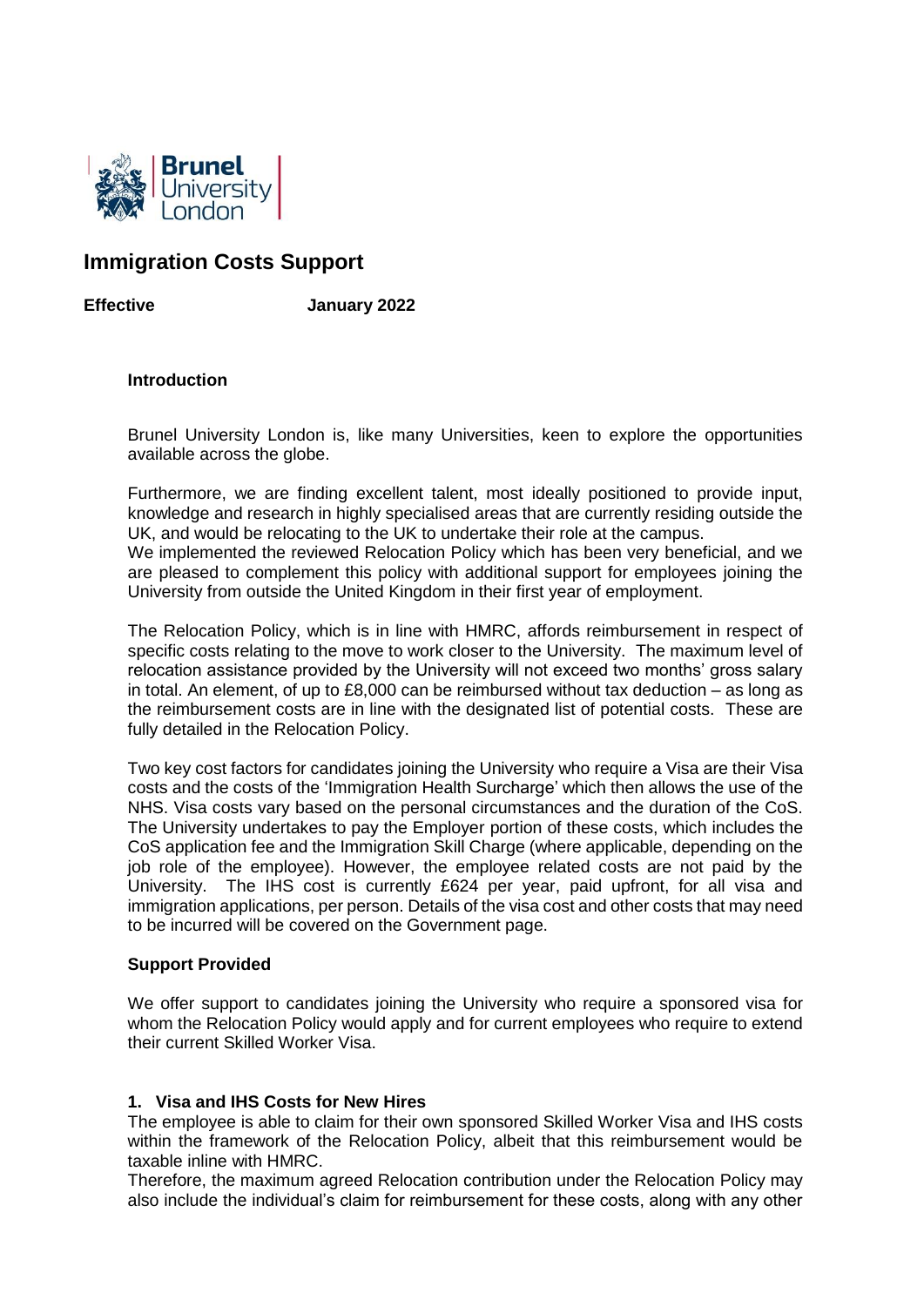# Immigration Costs Support

**Effective January 2022**

### Introduction

Brunel University London is, like many Universities, keen to explore the opportunities available across the globe.

Furthermore, we are finding excellent talent, most ideally positioned to provide input, knowledge and research in highly specialised areas that are currently residing outside the UK, and would be relocating to the UK to undertake their role at the campus.
We implemented the reviewed Relocation Policy which has been very beneficial, and we are pleased to complement this policy with additional support for employees joining the University from outside the United Kingdom in their first year of employment.

The Relocation Policy, which is in line with HMRC, affords reimbursement in respect of specific costs relating to the move to work closer to the University. The maximum level of relocation assistance provided by the University will not exceed two months' gross salary in total. An element, of up to £8,000 can be reimbursed without tax deduction – as long as the reimbursement costs are in line with the designated list of potential costs. These are fully detailed in the Relocation Policy.

Two key cost factors for candidates joining the University who require a Visa are their Visa costs and the costs of the 'Immigration Health Surcharge' which then allows the use of the NHS. Visa costs vary based on the personal circumstances and the duration of the CoS. The University undertakes to pay the Employer portion of these costs, which includes the CoS application fee and the Immigration Skill Charge (where applicable, depending on the job role of the employee). However, the employee related costs are not paid by the University. The IHS cost is currently £624 per year, paid upfront, for all visa and immigration applications, per person. Details of the visa cost and other costs that may need to be incurred will be covered on the Government page.

### Support Provided

We offer support to candidates joining the University who require a sponsored visa for whom the Relocation Policy would apply and for current employees who require to extend their current Skilled Worker Visa.

#### 1. Visa and IHS Costs for New Hires

The employee is able to claim for their own sponsored Skilled Worker Visa and IHS costs within the framework of the Relocation Policy, albeit that this reimbursement would be taxable inline with HMRC.
Therefore, the maximum agreed Relocation contribution under the Relocation Policy may also include the individual's claim for reimbursement for these costs, along with any other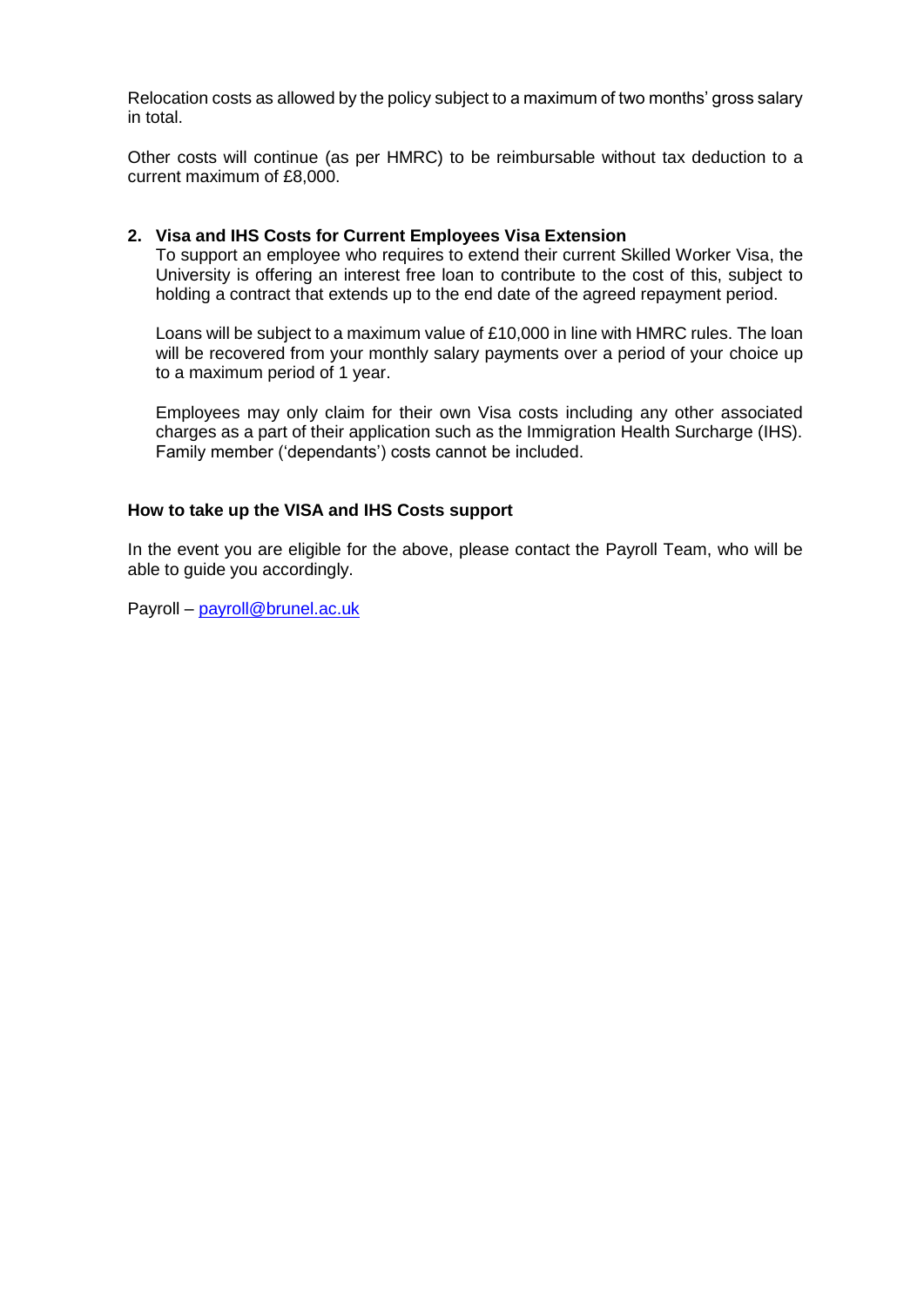Relocation costs as allowed by the policy subject to a maximum of two months' gross salary in total.

Other costs will continue (as per HMRC) to be reimbursable without tax deduction to a current maximum of £8,000.

**2. Visa and IHS Costs for Current Employees Visa Extension**

To support an employee who requires to extend their current Skilled Worker Visa, the University is offering an interest free loan to contribute to the cost of this, subject to holding a contract that extends up to the end date of the agreed repayment period.

Loans will be subject to a maximum value of £10,000 in line with HMRC rules. The loan will be recovered from your monthly salary payments over a period of your choice up to a maximum period of 1 year.

Employees may only claim for their own Visa costs including any other associated charges as a part of their application such as the Immigration Health Surcharge (IHS). Family member ('dependants') costs cannot be included.

**How to take up the VISA and IHS Costs support**

In the event you are eligible for the above, please contact the Payroll Team, who will be able to guide you accordingly.

Payroll – [payroll@brunel.ac.uk](mailto:payroll@brunel.ac.uk)